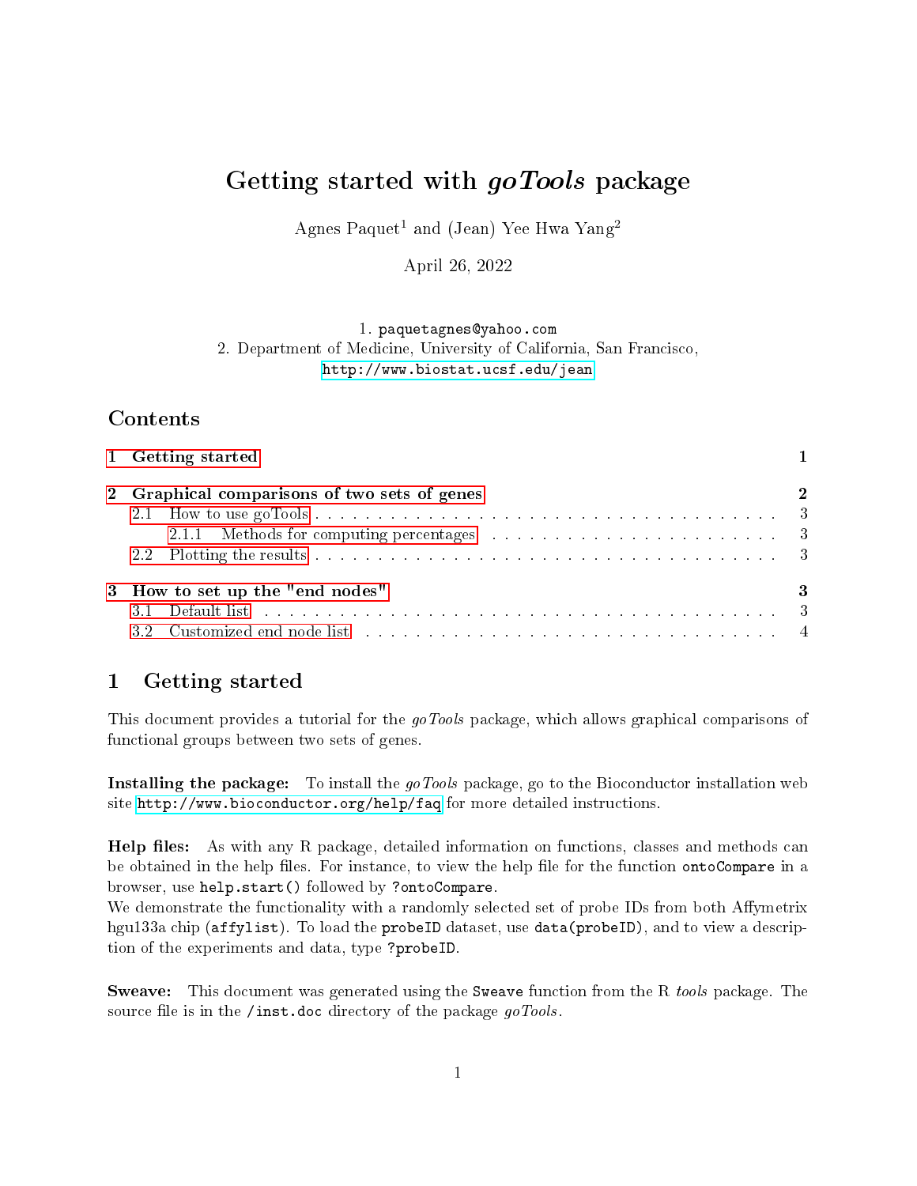# Getting started with *goTools* package

Agnes Paquet[1] and (Jean) Yee Hwa Yang[2]

April 26, 2022

1. paquetagnes@yahoo.com
2. Department of Medicine, University of California, San Francisco, http://www.biostat.ucsf.edu/jean

## Contents

**1 Getting started** — 1

**2 Graphical comparisons of two sets of genes** — 2
- 2.1 How to use goTools — 3
  - 2.1.1 Methods for computing percentages — 3
- 2.2 Plotting the results — 3

**3 How to set up the "end nodes"** — 3
- 3.1 Default list — 3
- 3.2 Customized end node list — 4

## 1 Getting started

This document provides a tutorial for the *goTools* package, which allows graphical comparisons of functional groups between two sets of genes.

**Installing the package:** To install the *goTools* package, go to the Bioconductor installation web site http://www.bioconductor.org/help/faq for more detailed instructions.

**Help files:** As with any R package, detailed information on functions, classes and methods can be obtained in the help files. For instance, to view the help file for the function `ontoCompare` in a browser, use `help.start()` followed by `?ontoCompare`.
We demonstrate the functionality with a randomly selected set of probe IDs from both Affymetrix hgu133a chip (`affylist`). To load the `probeID` dataset, use `data(probeID)`, and to view a description of the experiments and data, type `?probeID`.

**Sweave:** This document was generated using the `Sweave` function from the R *tools* package. The source file is in the `/inst.doc` directory of the package *goTools*.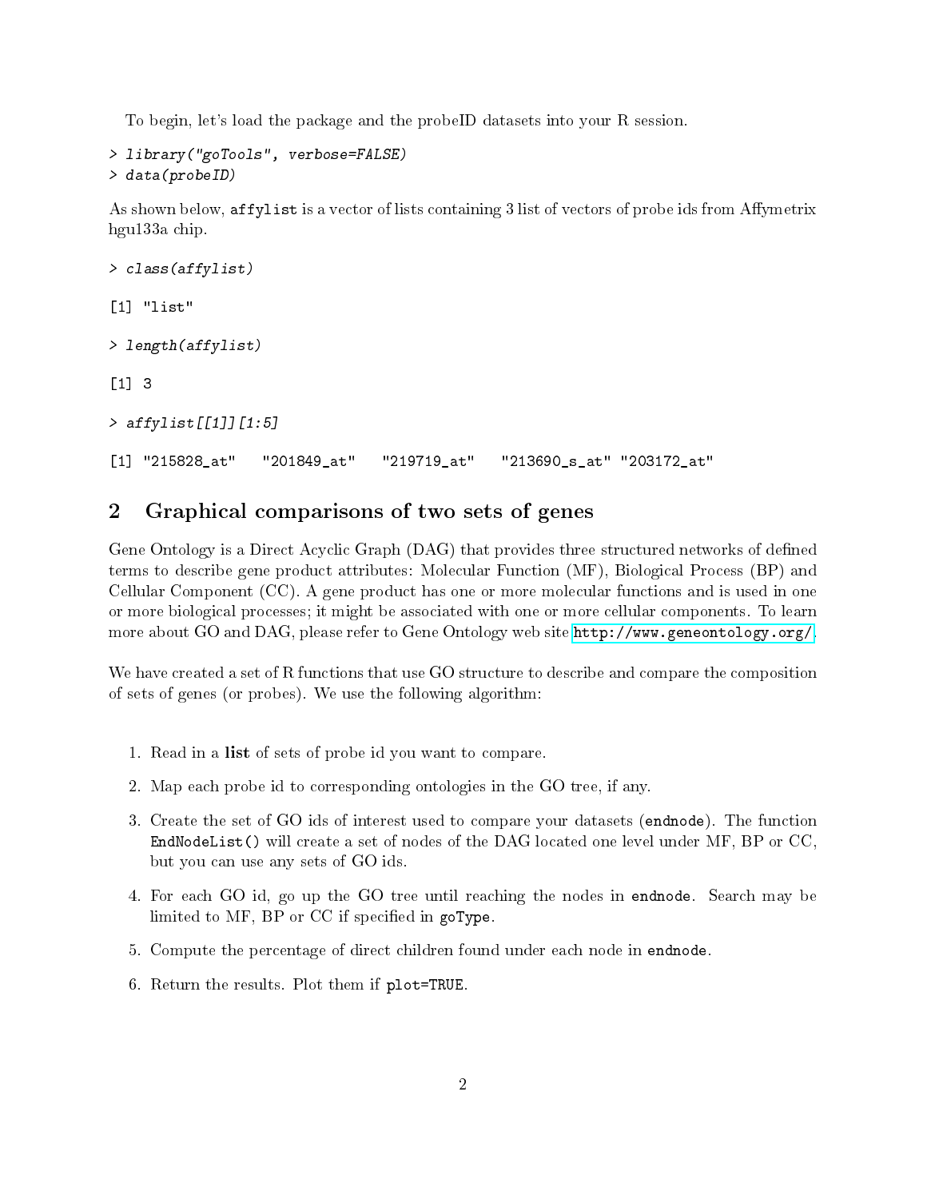To begin, let's load the package and the probeID datasets into your R session.

```
> library("goTools", verbose=FALSE)
> data(probeID)
```

As shown below, `affylist` is a vector of lists containing 3 list of vectors of probe ids from Affymetrix hgu133a chip.

```
> class(affylist)

[1] "list"

> length(affylist)

[1] 3

> affylist[[1]][1:5]

[1] "215828_at"   "201849_at"   "219719_at"   "213690_s_at" "203172_at"
```

## 2 Graphical comparisons of two sets of genes

Gene Ontology is a Direct Acyclic Graph (DAG) that provides three structured networks of defined terms to describe gene product attributes: Molecular Function (MF), Biological Process (BP) and Cellular Component (CC). A gene product has one or more molecular functions and is used in one or more biological processes; it might be associated with one or more cellular components. To learn more about GO and DAG, please refer to Gene Ontology web site http://www.geneontology.org/.

We have created a set of R functions that use GO structure to describe and compare the composition of sets of genes (or probes). We use the following algorithm:

1. Read in a **list** of sets of probe id you want to compare.
2. Map each probe id to corresponding ontologies in the GO tree, if any.
3. Create the set of GO ids of interest used to compare your datasets (`endnode`). The function `EndNodeList()` will create a set of nodes of the DAG located one level under MF, BP or CC, but you can use any sets of GO ids.
4. For each GO id, go up the GO tree until reaching the nodes in `endnode`. Search may be limited to MF, BP or CC if specified in `goType`.
5. Compute the percentage of direct children found under each node in `endnode`.
6. Return the results. Plot them if `plot=TRUE`.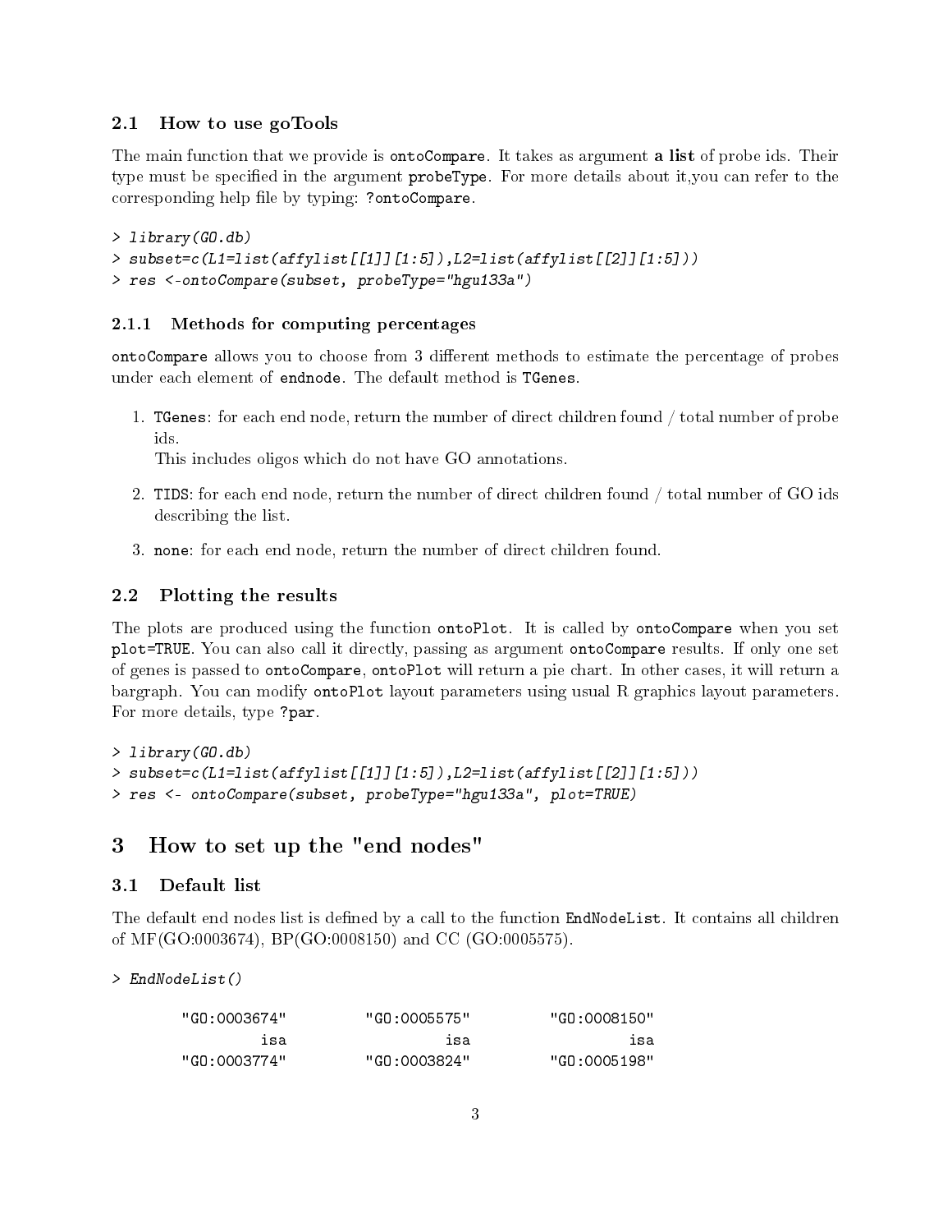### 2.1 How to use goTools

The main function that we provide is `ontoCompare`. It takes as argument **a list** of probe ids. Their type must be specified in the argument `probeType`. For more details about it,you can refer to the corresponding help file by typing: `?ontoCompare`.

```
> library(GO.db)
> subset=c(L1=list(affylist[[1]][1:5]),L2=list(affylist[[2]][1:5]))
> res <-ontoCompare(subset, probeType="hgu133a")
```

#### 2.1.1 Methods for computing percentages

`ontoCompare` allows you to choose from 3 different methods to estimate the percentage of probes under each element of `endnode`. The default method is `TGenes`.

1. `TGenes`: for each end node, return the number of direct children found / total number of probe ids.
   This includes oligos which do not have GO annotations.

2. `TIDS`: for each end node, return the number of direct children found / total number of GO ids describing the list.

3. `none`: for each end node, return the number of direct children found.

### 2.2 Plotting the results

The plots are produced using the function `ontoPlot`. It is called by `ontoCompare` when you set `plot=TRUE`. You can also call it directly, passing as argument `ontoCompare` results. If only one set of genes is passed to `ontoCompare`, `ontoPlot` will return a pie chart. In other cases, it will return a bargraph. You can modify `ontoPlot` layout parameters using usual R graphics layout parameters. For more details, type `?par`.

```
> library(GO.db)
> subset=c(L1=list(affylist[[1]][1:5]),L2=list(affylist[[2]][1:5]))
> res <- ontoCompare(subset, probeType="hgu133a", plot=TRUE)
```

## 3 How to set up the "end nodes"

### 3.1 Default list

The default end nodes list is defined by a call to the function `EndNodeList`. It contains all children of MF(GO:0003674), BP(GO:0008150) and CC (GO:0005575).

```
> EndNodeList()

  "GO:0003674"   "GO:0005575"   "GO:0008150" 
           isa            isa            isa 
  "GO:0003774"   "GO:0003824"   "GO:0005198" 
```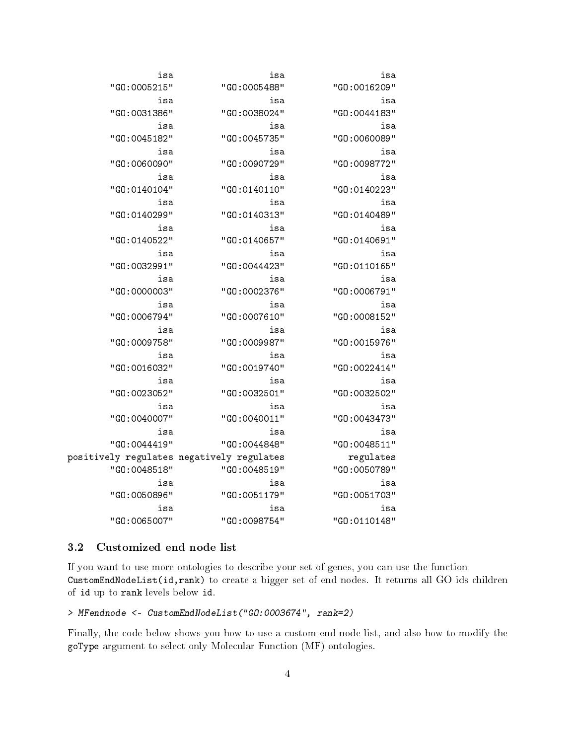```
                  isa                    isa                    isa
         "GO:0005215"           "GO:0005488"           "GO:0016209"
                  isa                    isa                    isa
         "GO:0031386"           "GO:0038024"           "GO:0044183"
                  isa                    isa                    isa
         "GO:0045182"           "GO:0045735"           "GO:0060089"
                  isa                    isa                    isa
         "GO:0060090"           "GO:0090729"           "GO:0098772"
                  isa                    isa                    isa
         "GO:0140104"           "GO:0140110"           "GO:0140223"
                  isa                    isa                    isa
         "GO:0140299"           "GO:0140313"           "GO:0140489"
                  isa                    isa                    isa
         "GO:0140522"           "GO:0140657"           "GO:0140691"
                  isa                    isa                    isa
         "GO:0032991"           "GO:0044423"           "GO:0110165"
                  isa                    isa                    isa
         "GO:0000003"           "GO:0002376"           "GO:0006791"
                  isa                    isa                    isa
         "GO:0006794"           "GO:0007610"           "GO:0008152"
                  isa                    isa                    isa
         "GO:0009758"           "GO:0009987"           "GO:0015976"
                  isa                    isa                    isa
         "GO:0016032"           "GO:0019740"           "GO:0022414"
                  isa                    isa                    isa
         "GO:0023052"           "GO:0032501"           "GO:0032502"
                  isa                    isa                    isa
         "GO:0040007"           "GO:0040011"           "GO:0043473"
                  isa                    isa                    isa
         "GO:0044419"           "GO:0044848"           "GO:0048511"
positively regulates negatively regulates              regulates
         "GO:0048518"           "GO:0048519"           "GO:0050789"
                  isa                    isa                    isa
         "GO:0050896"           "GO:0051179"           "GO:0051703"
                  isa                    isa                    isa
         "GO:0065007"           "GO:0098754"           "GO:0110148"
```

### 3.2 Customized end node list

If you want to use more ontologies to describe your set of genes, you can use the function `CustomEndNodeList(id,rank)` to create a bigger set of end nodes. It returns all GO ids children of `id` up to `rank` levels below `id`.

```
> MFendnode <- CustomEndNodeList("GO:0003674", rank=2)
```

Finally, the code below shows you how to use a custom end node list, and also how to modify the `goType` argument to select only Molecular Function (MF) ontologies.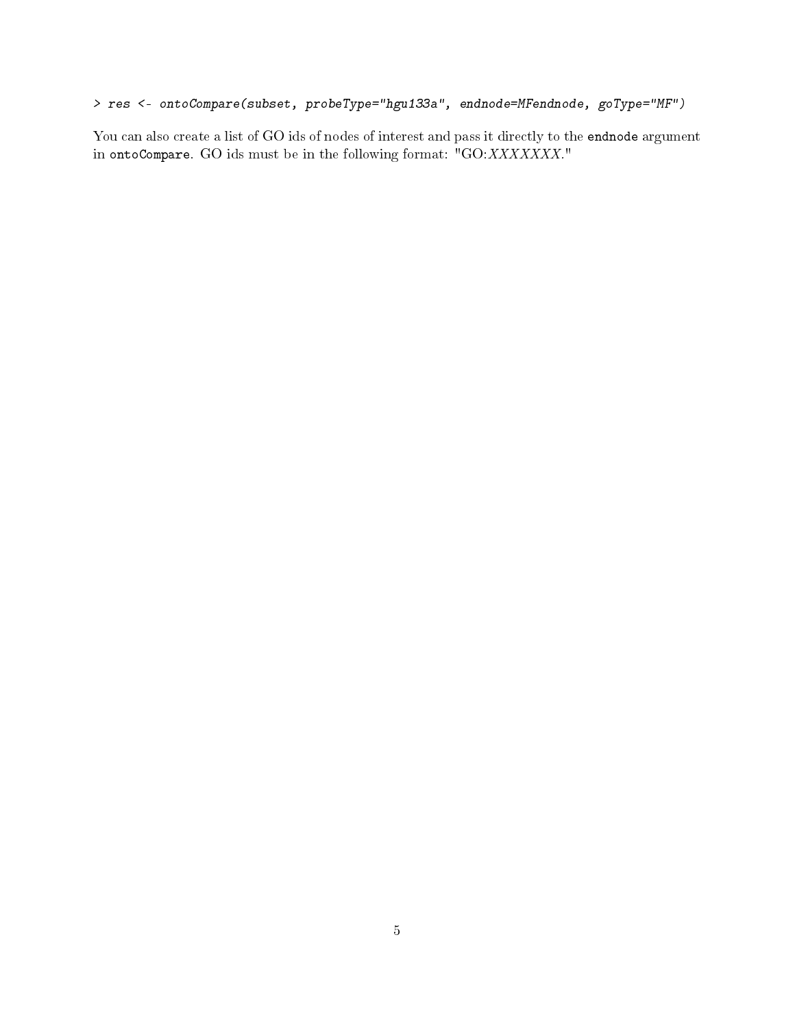```
> res <- ontoCompare(subset, probeType="hgu133a", endnode=MFendnode, goType="MF")
```

You can also create a list of GO ids of nodes of interest and pass it directly to the `endnode` argument in `ontoCompare`. GO ids must be in the following format: "GO:*XXXXXXX*."